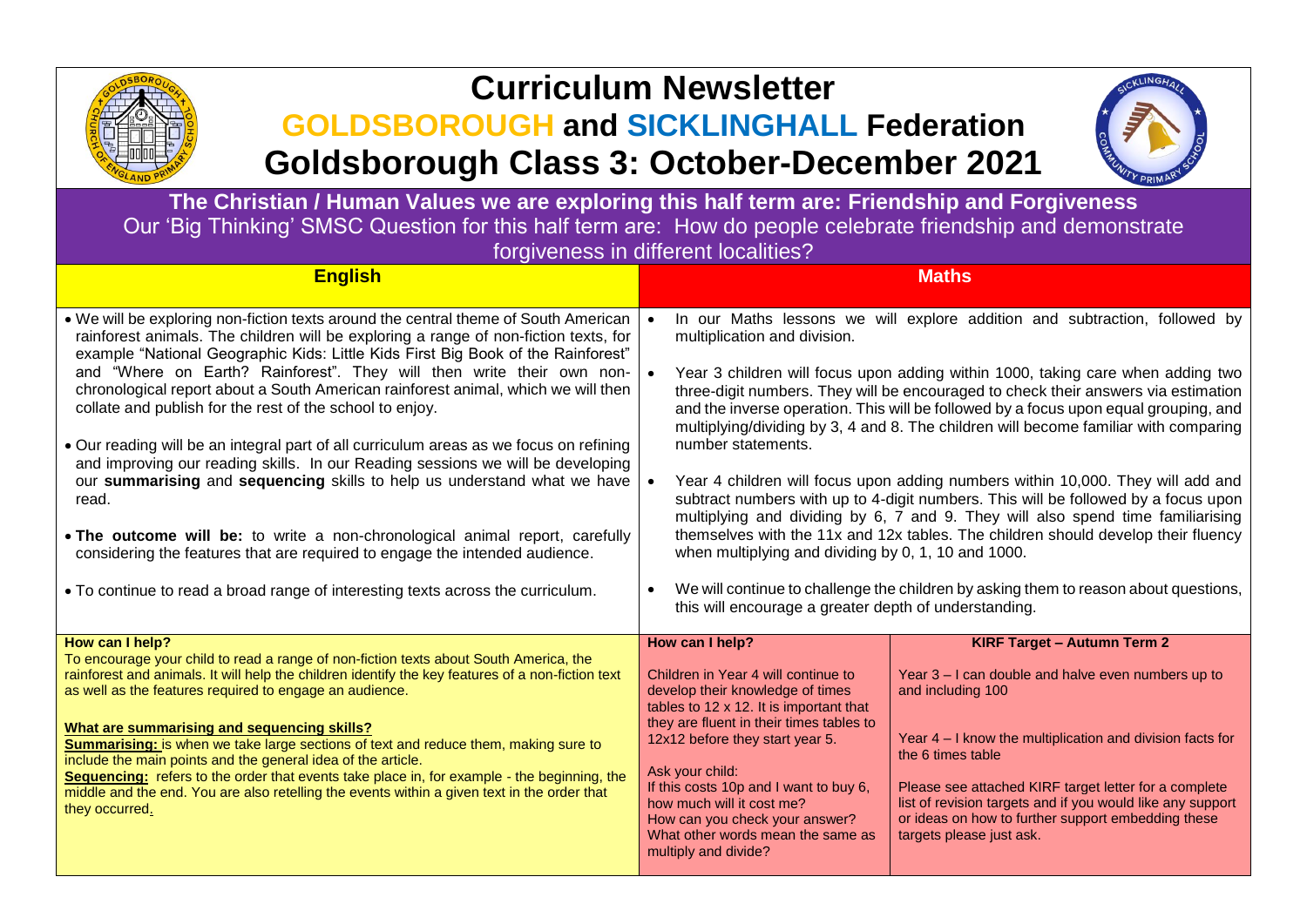# Curriculum Newsletter

## GOLDSBOROUGH and SICKLINGHALL Federation

## Goldsborough Class 3: October-December 2021

**The Christian / Human Values we are exploring this half term are: Friendship and Forgiveness**

Our 'Big Thinking' SMSC Question for this half term are: How do people celebrate friendship and demonstrate forgiveness in different localities?

### English

- We will be exploring non-fiction texts around the central theme of South American rainforest animals. The children will be exploring a range of non-fiction texts, for example "National Geographic Kids: Little Kids First Big Book of the Rainforest" and "Where on Earth? Rainforest". They will then write their own non-chronological report about a South American rainforest animal, which we will then collate and publish for the rest of the school to enjoy.
- Our reading will be an integral part of all curriculum areas as we focus on refining and improving our reading skills. In our Reading sessions we will be developing our **summarising** and **sequencing** skills to help us understand what we have read.
- **The outcome will be:** to write a non-chronological animal report, carefully considering the features that are required to engage the intended audience.
- To continue to read a broad range of interesting texts across the curriculum.

**How can I help?**

To encourage your child to read a range of non-fiction texts about South America, the rainforest and animals. It will help the children identify the key features of a non-fiction text as well as the features required to engage an audience.

**What are summarising and sequencing skills?**

**Summarising:** is when we take large sections of text and reduce them, making sure to include the main points and the general idea of the article.

**Sequencing:** refers to the order that events take place in, for example - the beginning, the middle and the end. You are also retelling the events within a given text in the order that they occurred.

### Maths

- In our Maths lessons we will explore addition and subtraction, followed by multiplication and division.
- Year 3 children will focus upon adding within 1000, taking care when adding two three-digit numbers. They will be encouraged to check their answers via estimation and the inverse operation. This will be followed by a focus upon equal grouping, and multiplying/dividing by 3, 4 and 8. The children will become familiar with comparing number statements.
- Year 4 children will focus upon adding numbers within 10,000. They will add and subtract numbers with up to 4-digit numbers. This will be followed by a focus upon multiplying and dividing by 6, 7 and 9. They will also spend time familiarising themselves with the 11x and 12x tables. The children should develop their fluency when multiplying and dividing by 0, 1, 10 and 1000.
- We will continue to challenge the children by asking them to reason about questions, this will encourage a greater depth of understanding.

**How can I help?**

Children in Year 4 will continue to develop their knowledge of times tables to 12 x 12. It is important that they are fluent in their times tables to 12x12 before they start year 5.

Ask your child:
If this costs 10p and I want to buy 6, how much will it cost me?
How can you check your answer?
What other words mean the same as multiply and divide?

**KIRF Target – Autumn Term 2**

Year 3 – I can double and halve even numbers up to and including 100

Year 4 – I know the multiplication and division facts for the 6 times table

Please see attached KIRF target letter for a complete list of revision targets and if you would like any support or ideas on how to further support embedding these targets please just ask.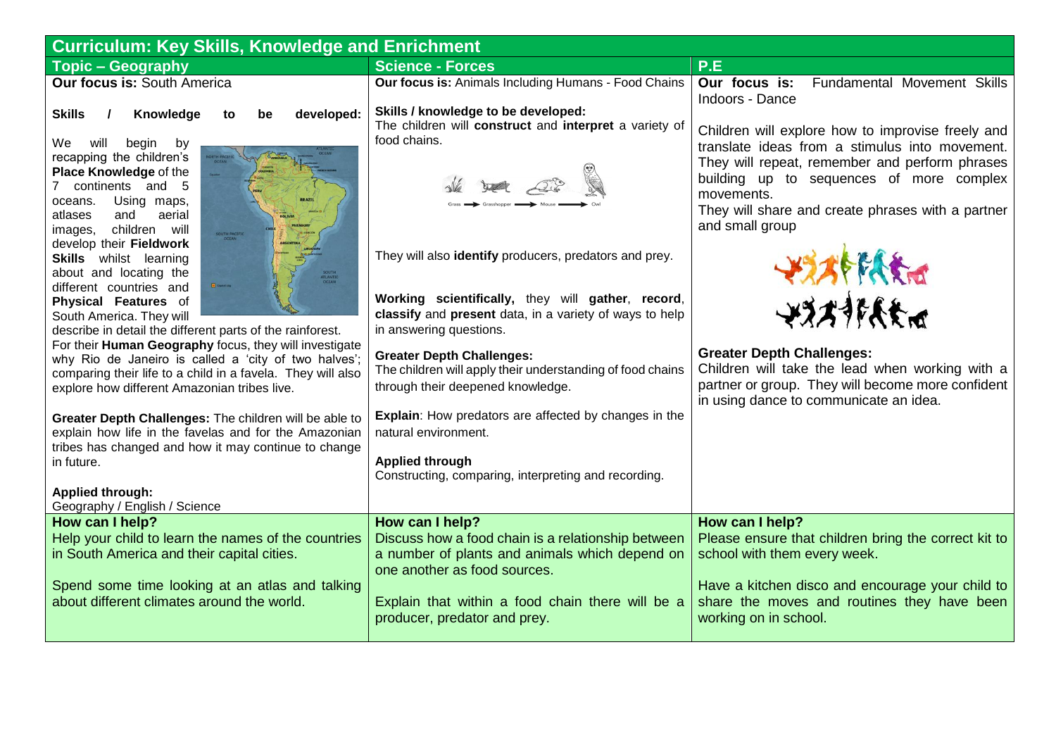# Curriculum: Key Skills, Knowledge and Enrichment

| Topic – Geography | Science - Forces | P.E |
|---|---|---|
| **Our focus is:** South America<br><br>**Skills / Knowledge to be developed:**<br>We will begin by recapping the children's **Place Knowledge** of the 7 continents and 5 oceans. Using maps, atlases and aerial images, children will develop their **Fieldwork Skills** whilst learning about and locating the different countries and **Physical Features** of South America. They will describe in detail the different parts of the rainforest.<br>For their **Human Geography** focus, they will investigate why Rio de Janeiro is called a 'city of two halves'; comparing their life to a child in a favela. They will also explore how different Amazonian tribes live.<br><br>**Greater Depth Challenges:** The children will be able to explain how life in the favelas and for the Amazonian tribes has changed and how it may continue to change in future.<br><br>**Applied through:**<br>Geography / English / Science | **Our focus is:** Animals Including Humans - Food Chains<br><br>**Skills / knowledge to be developed:**<br>The children will **construct** and **interpret** a variety of food chains.<br><br>Grass → Grasshopper → Mouse → Owl<br><br>They will also **identify** producers, predators and prey.<br><br>**Working scientifically,** they will **gather**, **record**, **classify** and **present** data, in a variety of ways to help in answering questions.<br><br>**Greater Depth Challenges:**<br>The children will apply their understanding of food chains through their deepened knowledge.<br><br>**Explain**: How predators are affected by changes in the natural environment.<br><br>**Applied through**<br>Constructing, comparing, interpreting and recording. | **Our focus is:** Fundamental Movement Skills Indoors - Dance<br><br>Children will explore how to improvise freely and translate ideas from a stimulus into movement. They will repeat, remember and perform phrases building up to sequences of more complex movements.<br>They will share and create phrases with a partner and small group<br><br>**Greater Depth Challenges:**<br>Children will take the lead when working with a partner or group. They will become more confident in using dance to communicate an idea. |
| **How can I help?**<br>Help your child to learn the names of the countries in South America and their capital cities.<br><br>Spend some time looking at an atlas and talking about different climates around the world. | **How can I help?**<br>Discuss how a food chain is a relationship between a number of plants and animals which depend on one another as food sources.<br><br>Explain that within a food chain there will be a producer, predator and prey. | **How can I help?**<br>Please ensure that children bring the correct kit to school with them every week.<br><br>Have a kitchen disco and encourage your child to share the moves and routines they have been working on in school. |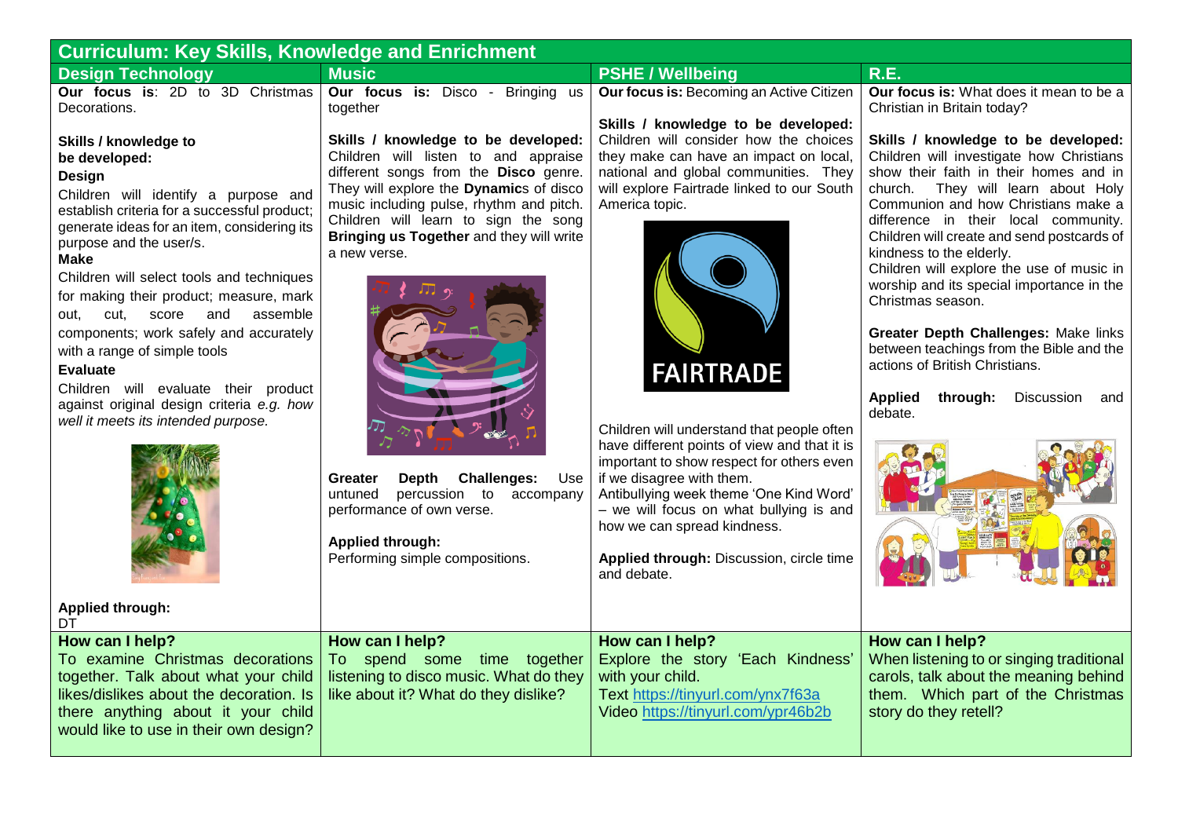## Curriculum: Key Skills, Knowledge and Enrichment

| Design Technology | Music | PSHE / Wellbeing | R.E. |
|---|---|---|---|
| **Our focus is**: 2D to 3D Christmas Decorations.<br><br>**Skills / knowledge to be developed:**<br>**Design**<br>Children will identify a purpose and establish criteria for a successful product; generate ideas for an item, considering its purpose and the user/s.<br>**Make**<br>Children will select tools and techniques for making their product; measure, mark out, cut, score and assemble components; work safely and accurately with a range of simple tools<br>**Evaluate**<br>Children will evaluate their product against original design criteria *e.g. how well it meets its intended purpose.*<br><br>**Applied through:**<br>DT | **Our focus is:** Disco - Bringing us together<br><br>**Skills / knowledge to be developed:** Children will listen to and appraise different songs from the **Disco** genre. They will explore the **Dynamic**s of disco music including pulse, rhythm and pitch. Children will learn to sign the song **Bringing us Together** and they will write a new verse.<br><br>**Greater Depth Challenges:** Use untuned percussion to accompany performance of own verse.<br><br>**Applied through:**<br>Performing simple compositions. | **Our focus is:** Becoming an Active Citizen<br><br>**Skills / knowledge to be developed:** Children will consider how the choices they make can have an impact on local, national and global communities. They will explore Fairtrade linked to our South America topic.<br><br>FAIRTRADE<br><br>Children will understand that people often have different points of view and that it is important to show respect for others even if we disagree with them.<br>Antibullying week theme 'One Kind Word' – we will focus on what bullying is and how we can spread kindness.<br><br>**Applied through:** Discussion, circle time and debate. | **Our focus is:** What does it mean to be a Christian in Britain today?<br><br>**Skills / knowledge to be developed:** Children will investigate how Christians show their faith in their homes and in church. They will learn about Holy Communion and how Christians make a difference in their local community. Children will create and send postcards of kindness to the elderly.<br>Children will explore the use of music in worship and its special importance in the Christmas season.<br><br>**Greater Depth Challenges:** Make links between teachings from the Bible and the actions of British Christians.<br><br>**Applied through:** Discussion and debate. |
| **How can I help?**<br>To examine Christmas decorations together. Talk about what your child likes/dislikes about the decoration. Is there anything about it your child would like to use in their own design? | **How can I help?**<br>To spend some time together listening to disco music. What do they like about it? What do they dislike? | **How can I help?**<br>Explore the story 'Each Kindness' with your child.<br>Text https://tinyurl.com/ynx7f63a<br>Video https://tinyurl.com/ypr46b2b | **How can I help?**<br>When listening to or singing traditional carols, talk about the meaning behind them. Which part of the Christmas story do they retell? |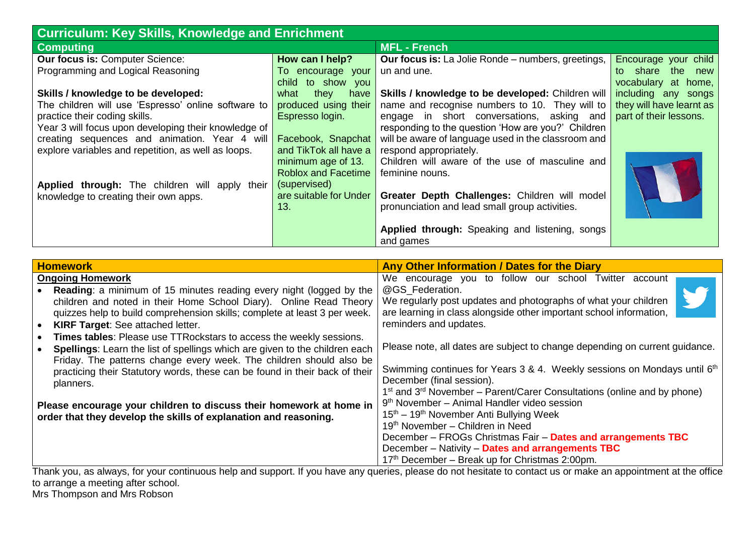## Curriculum: Key Skills, Knowledge and Enrichment

| Computing | | MFL - French | |
|---|---|---|---|
| **Our focus is:** Computer Science: Programming and Logical Reasoning<br><br>**Skills / knowledge to be developed:**<br>The children will use 'Espresso' online software to practice their coding skills.<br>Year 3 will focus upon developing their knowledge of creating sequences and animation. Year 4 will explore variables and repetition, as well as loops.<br><br>**Applied through:** The children will apply their knowledge to creating their own apps. | **How can I help?**<br>To encourage your child to show you what they have produced using their Espresso login.<br><br>Facebook, Snapchat and TikTok all have a minimum age of 13. Roblox and Facetime (supervised) are suitable for Under 13. | **Our focus is:** La Jolie Ronde – numbers, greetings, un and une.<br><br>**Skills / knowledge to be developed:** Children will name and recognise numbers to 10. They will to engage in short conversations, asking and responding to the question 'How are you?' Children will be aware of language used in the classroom and respond appropriately.<br>Children will aware of the use of masculine and feminine nouns.<br><br>**Greater Depth Challenges:** Children will model pronunciation and lead small group activities.<br><br>**Applied through:** Speaking and listening, songs and games | Encourage your child to share the new vocabulary at home, including any songs they will have learnt as part of their lessons. |

## Homework

**Ongoing Homework**

- **Reading**: a minimum of 15 minutes reading every night (logged by the children and noted in their Home School Diary). Online Read Theory quizzes help to build comprehension skills; complete at least 3 per week.
- **KIRF Target**: See attached letter.
- **Times tables**: Please use TTRockstars to access the weekly sessions.
- **Spellings**: Learn the list of spellings which are given to the children each Friday. The patterns change every week. The children should also be practicing their Statutory words, these can be found in their back of their planners.

**Please encourage your children to discuss their homework at home in order that they develop the skills of explanation and reasoning.**

## Any Other Information / Dates for the Diary

We encourage you to follow our school Twitter account @GS_Federation.
We regularly post updates and photographs of what your children are learning in class alongside other important school information, reminders and updates.

Please note, all dates are subject to change depending on current guidance.

Swimming continues for Years 3 & 4. Weekly sessions on Mondays until 6th December (final session).
1st and 3rd November – Parent/Carer Consultations (online and by phone)
9th November – Animal Handler video session
15th – 19th November Anti Bullying Week
19th November – Children in Need
December – FROGs Christmas Fair – **Dates and arrangements TBC**
December – Nativity – **Dates and arrangements TBC**
17th December – Break up for Christmas 2:00pm.

Thank you, as always, for your continuous help and support. If you have any queries, please do not hesitate to contact us or make an appointment at the office to arrange a meeting after school.
Mrs Thompson and Mrs Robson